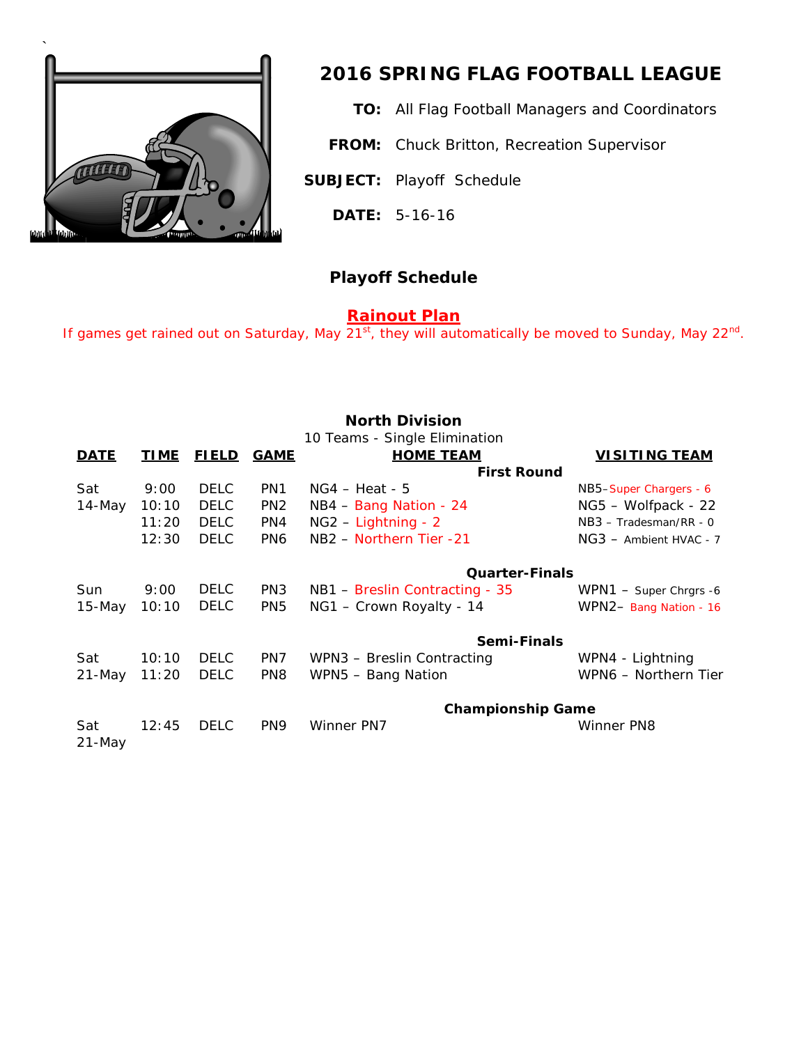# 2016 SPRING FLAG FOOTBALL LEAGUE

**TO:** All Flag Football Managers and Coordinators

**FROM:** Chuck Britton, Recreation Supervisor

**SUBJECT:** Playoff Schedule

**DATE:** 5-16-16

## Playoff Schedule

**Rainout Plan**

If games get rained out on Saturday, May 21st, they will automatically be moved to Sunday, May 22nd.

### North Division

10 Teams - Single Elimination

| DATE | TIME | FIELD | GAME | HOME TEAM | VISITING TEAM |
|---|---|---|---|---|---|
| | | | | **First Round** | |
| Sat 14-May | 9:00 | DELC | PN1 | NG4 – Heat - 5 | NB5–Super Chargers - 6 |
| | 10:10 | DELC | PN2 | NB4 – Bang Nation - 24 | NG5 – Wolfpack - 22 |
| | 11:20 | DELC | PN4 | NG2 – Lightning - 2 | NB3 – Tradesman/RR - 0 |
| | 12:30 | DELC | PN6 | NB2 – Northern Tier -21 | NG3 – Ambient HVAC - 7 |
| | | | | **Quarter-Finals** | |
| Sun 15-May | 9:00 | DELC | PN3 | NB1 – Breslin Contracting - 35 | WPN1 – Super Chrgrs -6 |
| | 10:10 | DELC | PN5 | NG1 – Crown Royalty - 14 | WPN2– Bang Nation - 16 |
| | | | | **Semi-Finals** | |
| Sat 21-May | 10:10 | DELC | PN7 | WPN3 – Breslin Contracting | WPN4 - Lightning |
| | 11:20 | DELC | PN8 | WPN5 – Bang Nation | WPN6 – Northern Tier |
| | | | | **Championship Game** | |
| Sat 21-May | 12:45 | DELC | PN9 | Winner PN7 | Winner PN8 |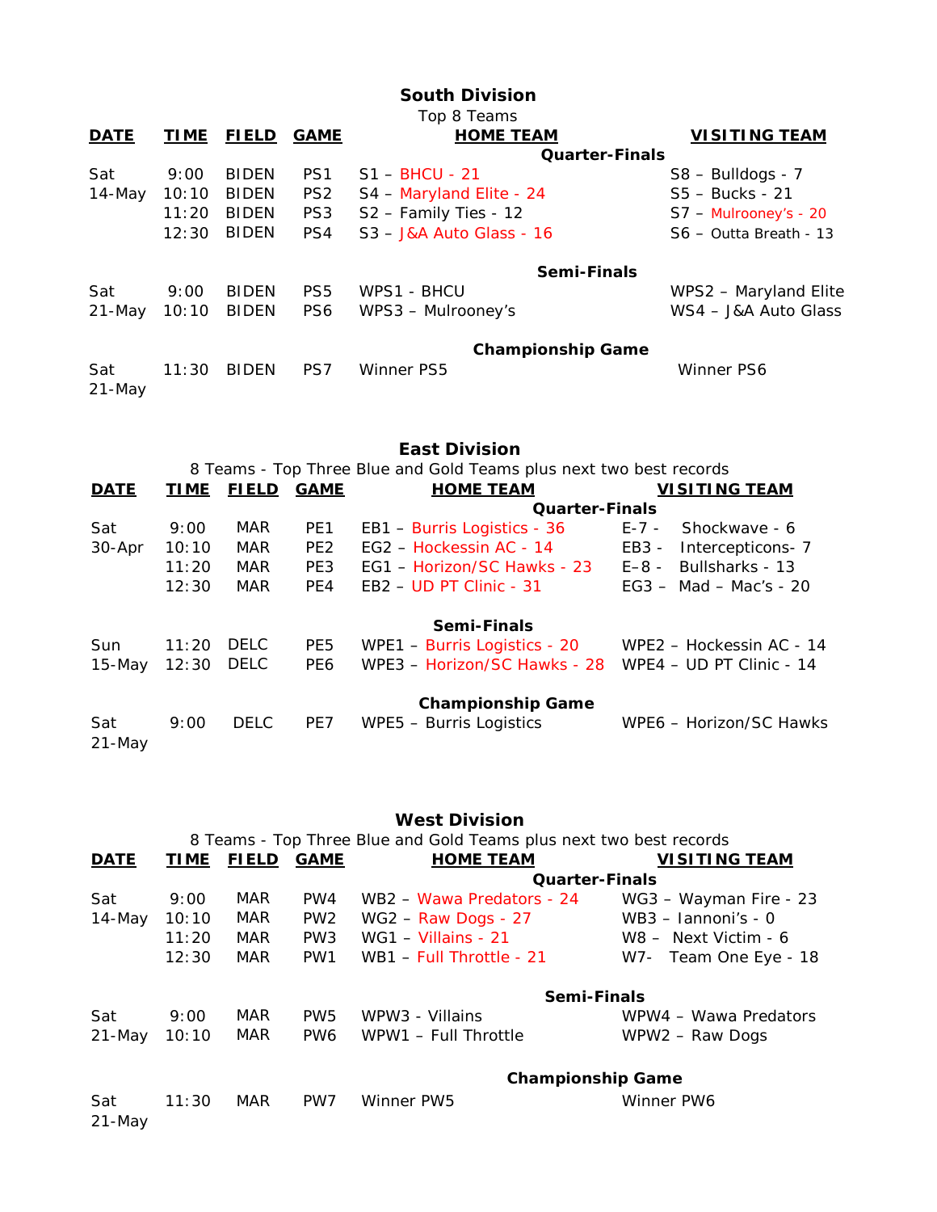## South Division

Top 8 Teams

| DATE | TIME | FIELD | GAME | HOME TEAM | VISITING TEAM |
|---|---|---|---|---|---|
| | | | | **Quarter-Finals** | |
| Sat 14-May | 9:00 | BIDEN | PS1 | S1 – BHCU - 21 | S8 – Bulldogs - 7 |
| | 10:10 | BIDEN | PS2 | S4 – Maryland Elite - 24 | S5 – Bucks - 21 |
| | 11:20 | BIDEN | PS3 | S2 – Family Ties - 12 | S7 – Mulrooney's - 20 |
| | 12:30 | BIDEN | PS4 | S3 – J&A Auto Glass - 16 | S6 – Outta Breath - 13 |
| | | | | **Semi-Finals** | |
| Sat 21-May | 9:00 | BIDEN | PS5 | WPS1 - BHCU | WPS2 – Maryland Elite |
| | 10:10 | BIDEN | PS6 | WPS3 – Mulrooney's | WS4 – J&A Auto Glass |
| | | | | **Championship Game** | |
| Sat 21-May | 11:30 | BIDEN | PS7 | Winner PS5 | Winner PS6 |

## East Division

8 Teams - Top Three Blue and Gold Teams plus next two best records

| DATE | TIME | FIELD | GAME | HOME TEAM | VISITING TEAM |
|---|---|---|---|---|---|
| | | | | **Quarter-Finals** | |
| Sat 30-Apr | 9:00 | MAR | PE1 | EB1 – Burris Logistics - 36 | E-7 - Shockwave - 6 |
| | 10:10 | MAR | PE2 | EG2 – Hockessin AC - 14 | EB3 - Intercepticons- 7 |
| | 11:20 | MAR | PE3 | EG1 – Horizon/SC Hawks - 23 | E–8 - Bullsharks - 13 |
| | 12:30 | MAR | PE4 | EB2 – UD PT Clinic - 31 | EG3 – Mad – Mac's - 20 |
| | | | | **Semi-Finals** | |
| Sun 15-May | 11:20 | DELC | PE5 | WPE1 – Burris Logistics - 20 | WPE2 – Hockessin AC - 14 |
| | 12:30 | DELC | PE6 | WPE3 – Horizon/SC Hawks - 28 | WPE4 – UD PT Clinic - 14 |
| | | | | **Championship Game** | |
| Sat 21-May | 9:00 | DELC | PE7 | WPE5 – Burris Logistics | WPE6 – Horizon/SC Hawks |

## West Division

8 Teams - Top Three Blue and Gold Teams plus next two best records

| DATE | TIME | FIELD | GAME | HOME TEAM | VISITING TEAM |
|---|---|---|---|---|---|
| | | | | **Quarter-Finals** | |
| Sat 14-May | 9:00 | MAR | PW4 | WB2 – Wawa Predators - 24 | WG3 – Wayman Fire - 23 |
| | 10:10 | MAR | PW2 | WG2 – Raw Dogs - 27 | WB3 – Iannoni's - 0 |
| | 11:20 | MAR | PW3 | WG1 – Villains - 21 | W8 – Next Victim - 6 |
| | 12:30 | MAR | PW1 | WB1 – Full Throttle - 21 | W7- Team One Eye - 18 |
| | | | | **Semi-Finals** | |
| Sat 21-May | 9:00 | MAR | PW5 | WPW3 - Villains | WPW4 – Wawa Predators |
| | 10:10 | MAR | PW6 | WPW1 – Full Throttle | WPW2 – Raw Dogs |
| | | | | **Championship Game** | |
| Sat 21-May | 11:30 | MAR | PW7 | Winner PW5 | Winner PW6 |